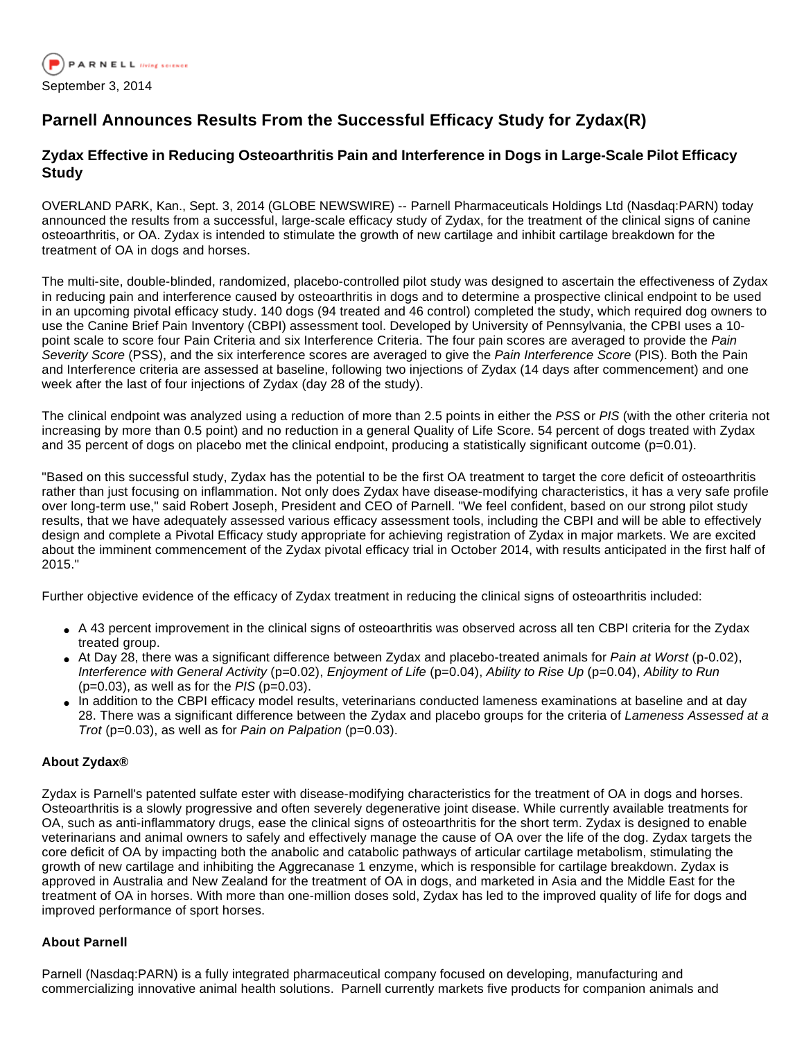PARNELL *living science*

September 3, 2014

# Parnell Announces Results From the Successful Efficacy Study for Zydax(R)

## Zydax Effective in Reducing Osteoarthritis Pain and Interference in Dogs in Large-Scale Pilot Efficacy Study

OVERLAND PARK, Kan., Sept. 3, 2014 (GLOBE NEWSWIRE) -- Parnell Pharmaceuticals Holdings Ltd (Nasdaq:PARN) today announced the results from a successful, large-scale efficacy study of Zydax, for the treatment of the clinical signs of canine osteoarthritis, or OA. Zydax is intended to stimulate the growth of new cartilage and inhibit cartilage breakdown for the treatment of OA in dogs and horses.

The multi-site, double-blinded, randomized, placebo-controlled pilot study was designed to ascertain the effectiveness of Zydax in reducing pain and interference caused by osteoarthritis in dogs and to determine a prospective clinical endpoint to be used in an upcoming pivotal efficacy study. 140 dogs (94 treated and 46 control) completed the study, which required dog owners to use the Canine Brief Pain Inventory (CBPI) assessment tool. Developed by University of Pennsylvania, the CPBI uses a 10-point scale to score four Pain Criteria and six Interference Criteria. The four pain scores are averaged to provide the *Pain Severity Score* (PSS), and the six interference scores are averaged to give the *Pain Interference Score* (PIS). Both the Pain and Interference criteria are assessed at baseline, following two injections of Zydax (14 days after commencement) and one week after the last of four injections of Zydax (day 28 of the study).

The clinical endpoint was analyzed using a reduction of more than 2.5 points in either the *PSS* or *PIS* (with the other criteria not increasing by more than 0.5 point) and no reduction in a general Quality of Life Score. 54 percent of dogs treated with Zydax and 35 percent of dogs on placebo met the clinical endpoint, producing a statistically significant outcome (p=0.01).

"Based on this successful study, Zydax has the potential to be the first OA treatment to target the core deficit of osteoarthritis rather than just focusing on inflammation. Not only does Zydax have disease-modifying characteristics, it has a very safe profile over long-term use," said Robert Joseph, President and CEO of Parnell. "We feel confident, based on our strong pilot study results, that we have adequately assessed various efficacy assessment tools, including the CBPI and will be able to effectively design and complete a Pivotal Efficacy study appropriate for achieving registration of Zydax in major markets. We are excited about the imminent commencement of the Zydax pivotal efficacy trial in October 2014, with results anticipated in the first half of 2015."

Further objective evidence of the efficacy of Zydax treatment in reducing the clinical signs of osteoarthritis included:

- A 43 percent improvement in the clinical signs of osteoarthritis was observed across all ten CBPI criteria for the Zydax treated group.
- At Day 28, there was a significant difference between Zydax and placebo-treated animals for *Pain at Worst* (p-0.02), *Interference with General Activity* (p=0.02), *Enjoyment of Life* (p=0.04), *Ability to Rise Up* (p=0.04), *Ability to Run* (p=0.03), as well as for the *PIS* (p=0.03).
- In addition to the CBPI efficacy model results, veterinarians conducted lameness examinations at baseline and at day 28. There was a significant difference between the Zydax and placebo groups for the criteria of *Lameness Assessed at a Trot* (p=0.03), as well as for *Pain on Palpation* (p=0.03).

**About Zydax®**

Zydax is Parnell's patented sulfate ester with disease-modifying characteristics for the treatment of OA in dogs and horses. Osteoarthritis is a slowly progressive and often severely degenerative joint disease. While currently available treatments for OA, such as anti-inflammatory drugs, ease the clinical signs of osteoarthritis for the short term. Zydax is designed to enable veterinarians and animal owners to safely and effectively manage the cause of OA over the life of the dog. Zydax targets the core deficit of OA by impacting both the anabolic and catabolic pathways of articular cartilage metabolism, stimulating the growth of new cartilage and inhibiting the Aggrecanase 1 enzyme, which is responsible for cartilage breakdown. Zydax is approved in Australia and New Zealand for the treatment of OA in dogs, and marketed in Asia and the Middle East for the treatment of OA in horses. With more than one-million doses sold, Zydax has led to the improved quality of life for dogs and improved performance of sport horses.

**About Parnell**

Parnell (Nasdaq:PARN) is a fully integrated pharmaceutical company focused on developing, manufacturing and commercializing innovative animal health solutions. Parnell currently markets five products for companion animals and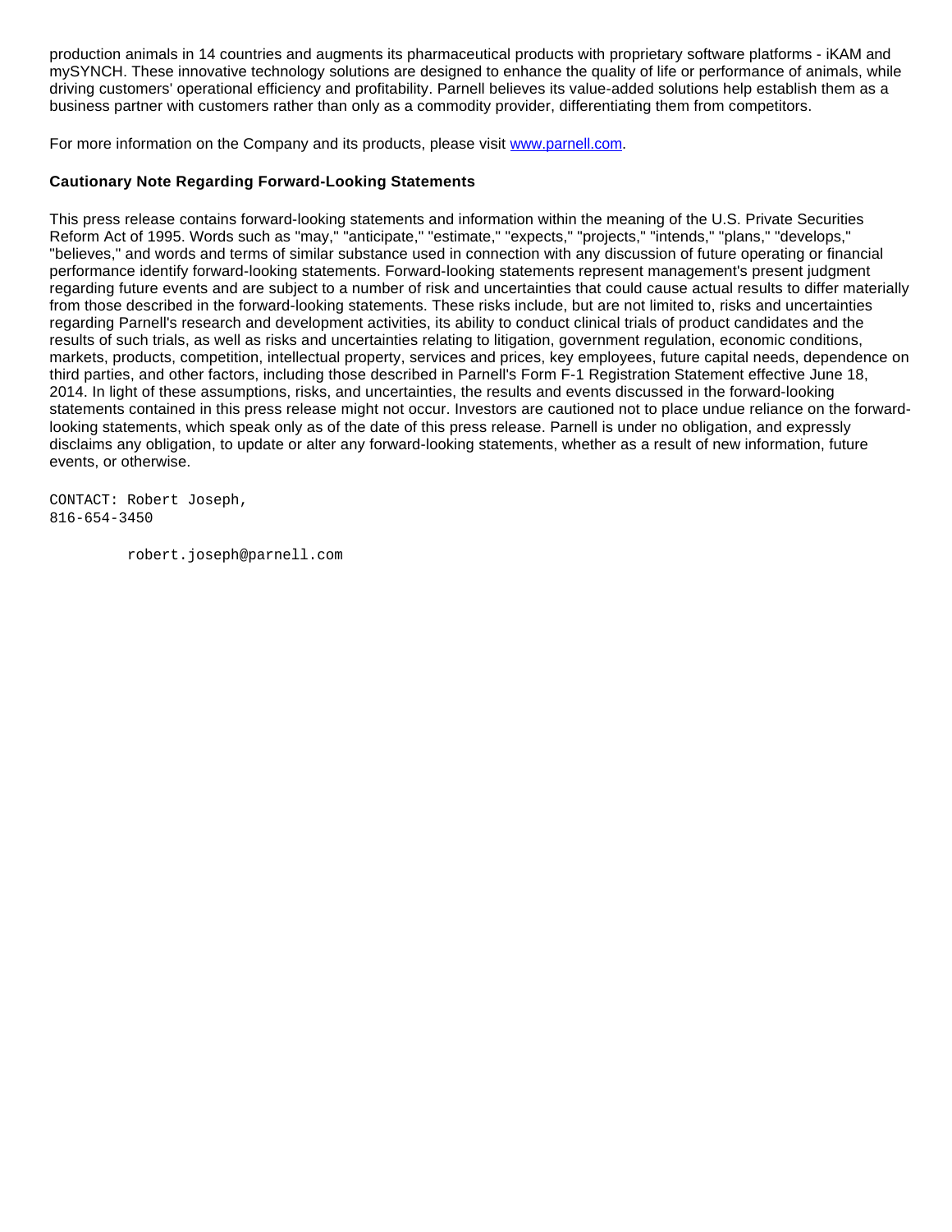production animals in 14 countries and augments its pharmaceutical products with proprietary software platforms - iKAM and mySYNCH. These innovative technology solutions are designed to enhance the quality of life or performance of animals, while driving customers' operational efficiency and profitability. Parnell believes its value-added solutions help establish them as a business partner with customers rather than only as a commodity provider, differentiating them from competitors.

For more information on the Company and its products, please visit [www.parnell.com](http://www.parnell.com).

**Cautionary Note Regarding Forward-Looking Statements**

This press release contains forward-looking statements and information within the meaning of the U.S. Private Securities Reform Act of 1995. Words such as "may," "anticipate," "estimate," "expects," "projects," "intends," "plans," "develops," "believes," and words and terms of similar substance used in connection with any discussion of future operating or financial performance identify forward-looking statements. Forward-looking statements represent management's present judgment regarding future events and are subject to a number of risk and uncertainties that could cause actual results to differ materially from those described in the forward-looking statements. These risks include, but are not limited to, risks and uncertainties regarding Parnell's research and development activities, its ability to conduct clinical trials of product candidates and the results of such trials, as well as risks and uncertainties relating to litigation, government regulation, economic conditions, markets, products, competition, intellectual property, services and prices, key employees, future capital needs, dependence on third parties, and other factors, including those described in Parnell's Form F-1 Registration Statement effective June 18, 2014. In light of these assumptions, risks, and uncertainties, the results and events discussed in the forward-looking statements contained in this press release might not occur. Investors are cautioned not to place undue reliance on the forward-looking statements, which speak only as of the date of this press release. Parnell is under no obligation, and expressly disclaims any obligation, to update or alter any forward-looking statements, whether as a result of new information, future events, or otherwise.

```
CONTACT: Robert Joseph,
816-654-3450

         robert.joseph@parnell.com
```